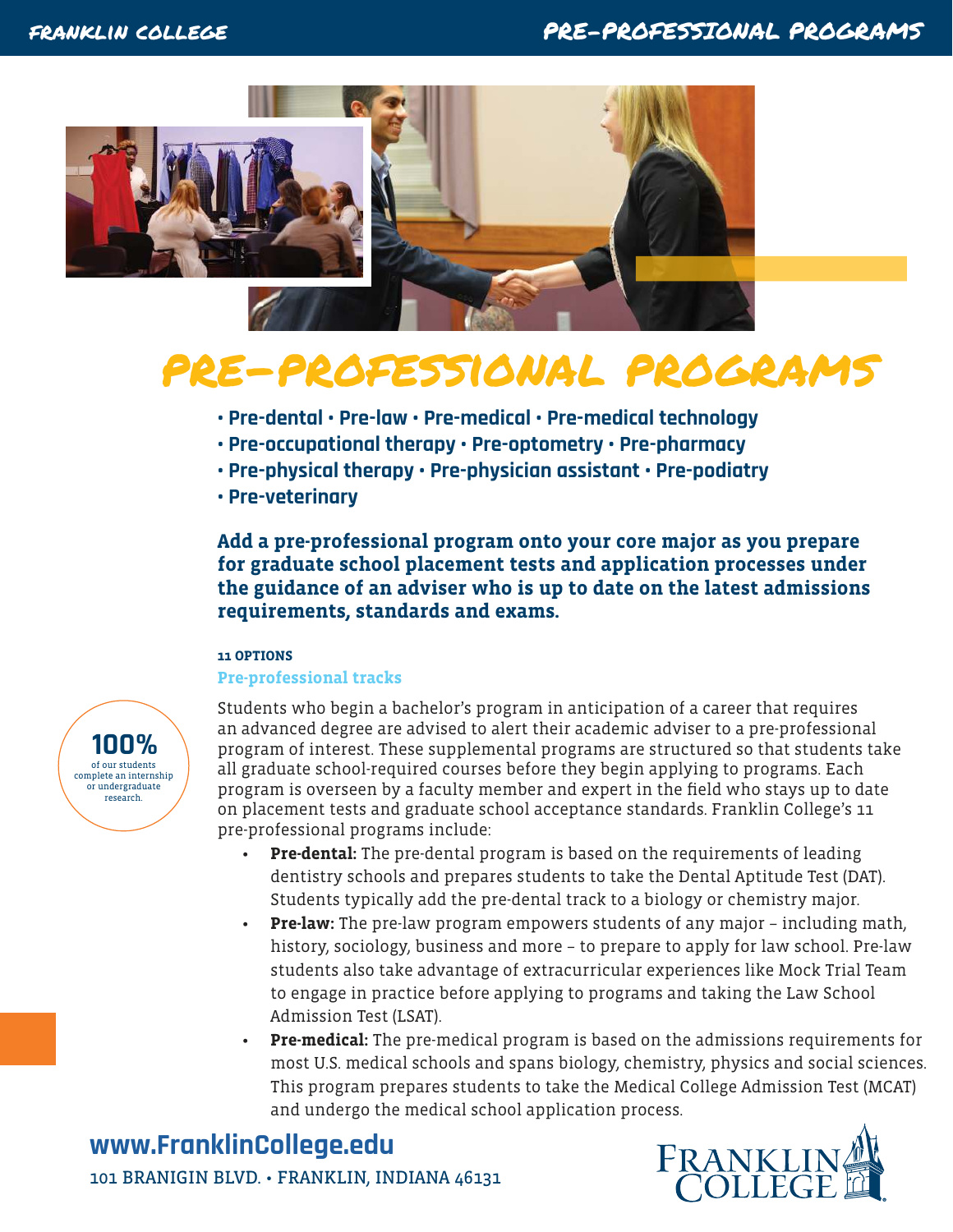# PRE-PROFESSIONAL PROGRAMS

**• Pre-dental • Pre-law • Pre-medical • Pre-medical technology**
**• Pre-occupational therapy • Pre-optometry • Pre-pharmacy**
**• Pre-physical therapy • Pre-physician assistant • Pre-podiatry**
**• Pre-veterinary**

**Add a pre-professional program onto your core major as you prepare for graduate school placement tests and application processes under the guidance of an adviser who is up to date on the latest admissions requirements, standards and exams.**

**100%** of our students complete an internship or undergraduate research.

**11 OPTIONS**

### Pre-professional tracks

Students who begin a bachelor's program in anticipation of a career that requires an advanced degree are advised to alert their academic adviser to a pre-professional program of interest. These supplemental programs are structured so that students take all graduate school-required courses before they begin applying to programs. Each program is overseen by a faculty member and expert in the field who stays up to date on placement tests and graduate school acceptance standards. Franklin College's 11 pre-professional programs include:

- **Pre-dental:** The pre-dental program is based on the requirements of leading dentistry schools and prepares students to take the Dental Aptitude Test (DAT). Students typically add the pre-dental track to a biology or chemistry major.
- **Pre-law:** The pre-law program empowers students of any major – including math, history, sociology, business and more – to prepare to apply for law school. Pre-law students also take advantage of extracurricular experiences like Mock Trial Team to engage in practice before applying to programs and taking the Law School Admission Test (LSAT).
- **Pre-medical:** The pre-medical program is based on the admissions requirements for most U.S. medical schools and spans biology, chemistry, physics and social sciences. This program prepares students to take the Medical College Admission Test (MCAT) and undergo the medical school application process.

**www.FranklinCollege.edu**
101 BRANIGIN BLVD. • FRANKLIN, INDIANA 46131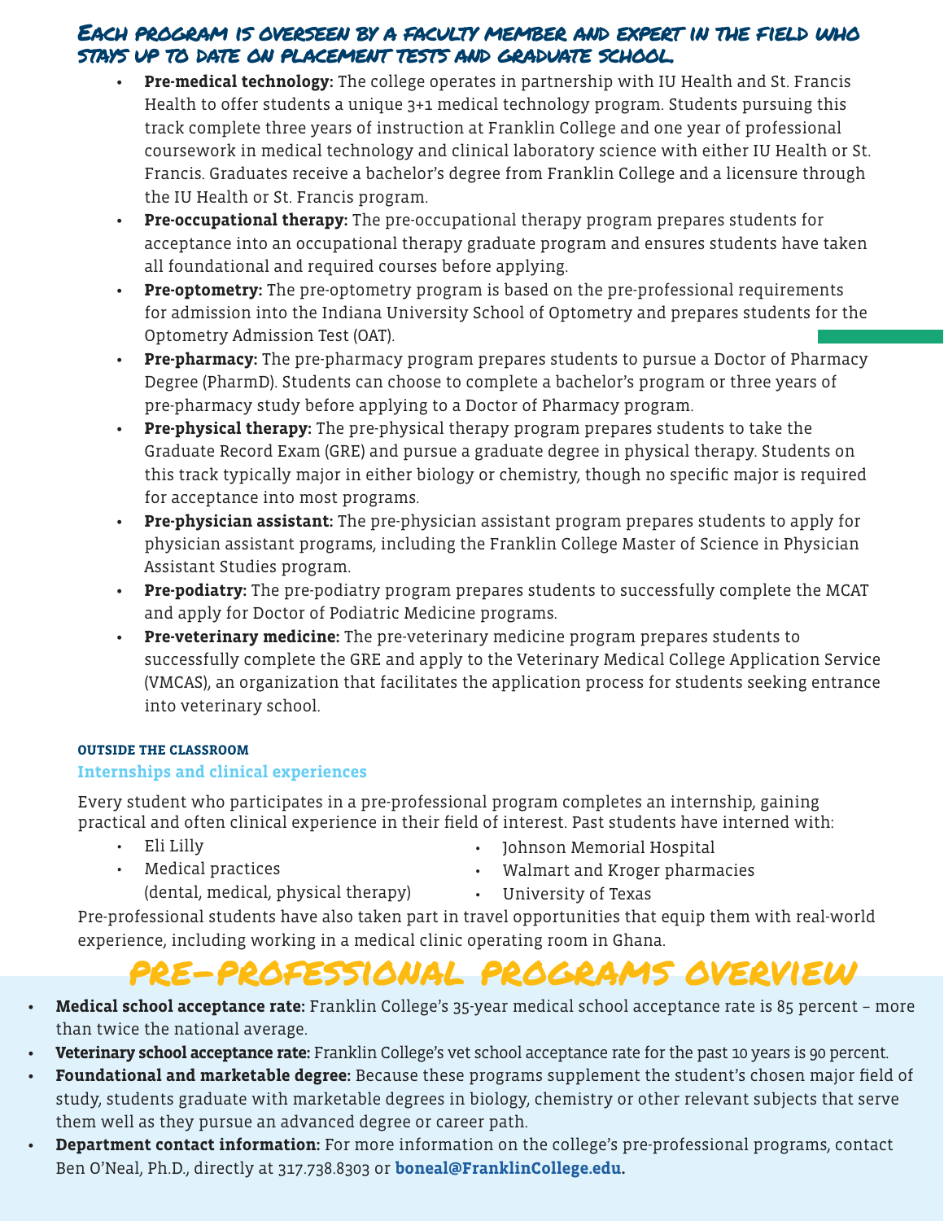## Each program is overseen by a faculty member and expert in the field who stays up to date on placement tests and graduate school.

- **Pre-medical technology:** The college operates in partnership with IU Health and St. Francis Health to offer students a unique 3+1 medical technology program. Students pursuing this track complete three years of instruction at Franklin College and one year of professional coursework in medical technology and clinical laboratory science with either IU Health or St. Francis. Graduates receive a bachelor's degree from Franklin College and a licensure through the IU Health or St. Francis program.
- **Pre-occupational therapy:** The pre-occupational therapy program prepares students for acceptance into an occupational therapy graduate program and ensures students have taken all foundational and required courses before applying.
- **Pre-optometry:** The pre-optometry program is based on the pre-professional requirements for admission into the Indiana University School of Optometry and prepares students for the Optometry Admission Test (OAT).
- **Pre-pharmacy:** The pre-pharmacy program prepares students to pursue a Doctor of Pharmacy Degree (PharmD). Students can choose to complete a bachelor's program or three years of pre-pharmacy study before applying to a Doctor of Pharmacy program.
- **Pre-physical therapy:** The pre-physical therapy program prepares students to take the Graduate Record Exam (GRE) and pursue a graduate degree in physical therapy. Students on this track typically major in either biology or chemistry, though no specific major is required for acceptance into most programs.
- **Pre-physician assistant:** The pre-physician assistant program prepares students to apply for physician assistant programs, including the Franklin College Master of Science in Physician Assistant Studies program.
- **Pre-podiatry:** The pre-podiatry program prepares students to successfully complete the MCAT and apply for Doctor of Podiatric Medicine programs.
- **Pre-veterinary medicine:** The pre-veterinary medicine program prepares students to successfully complete the GRE and apply to the Veterinary Medical College Application Service (VMCAS), an organization that facilitates the application process for students seeking entrance into veterinary school.

**OUTSIDE THE CLASSROOM**

### Internships and clinical experiences

Every student who participates in a pre-professional program completes an internship, gaining practical and often clinical experience in their field of interest. Past students have interned with:

- Eli Lilly
- Medical practices (dental, medical, physical therapy)
- Johnson Memorial Hospital
- Walmart and Kroger pharmacies
- University of Texas

Pre-professional students have also taken part in travel opportunities that equip them with real-world experience, including working in a medical clinic operating room in Ghana.

## Pre-professional programs overview

- **Medical school acceptance rate:** Franklin College's 35-year medical school acceptance rate is 85 percent – more than twice the national average.
- **Veterinary school acceptance rate:** Franklin College's vet school acceptance rate for the past 10 years is 90 percent.
- **Foundational and marketable degree:** Because these programs supplement the student's chosen major field of study, students graduate with marketable degrees in biology, chemistry or other relevant subjects that serve them well as they pursue an advanced degree or career path.
- **Department contact information:** For more information on the college's pre-professional programs, contact Ben O'Neal, Ph.D., directly at 317.738.8303 or **boneal@FranklinCollege.edu.**